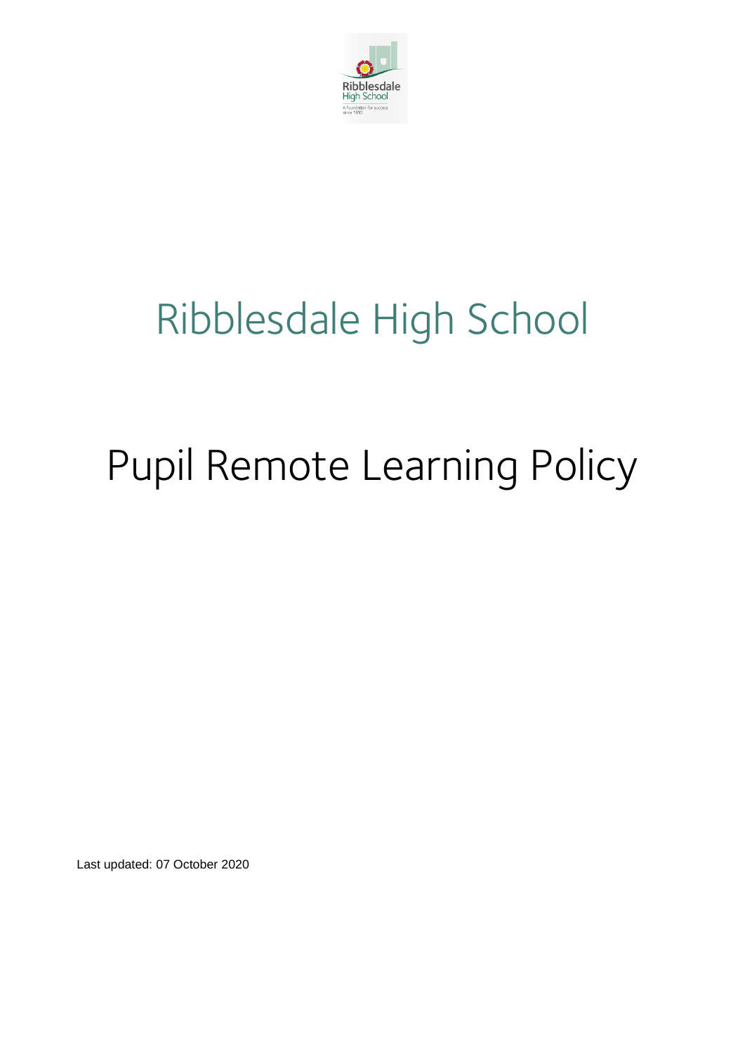# Ribblesdale High School

# Pupil Remote Learning Policy

Last updated: 07 October 2020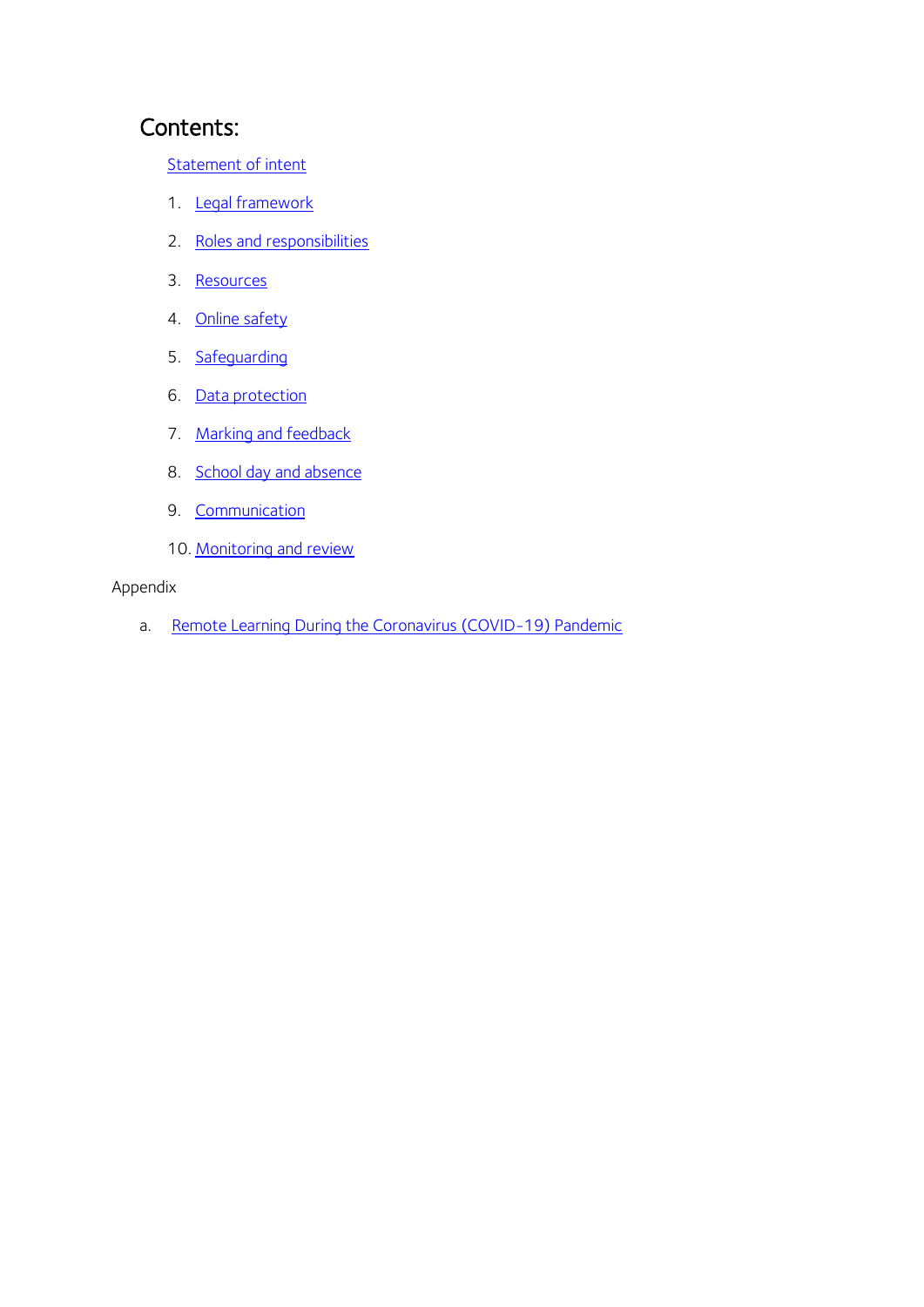## Contents:

Statement of intent

1. Legal framework
2. Roles and responsibilities
3. Resources
4. Online safety
5. Safeguarding
6. Data protection
7. Marking and feedback
8. School day and absence
9. Communication
10. Monitoring and review

Appendix

a. Remote Learning During the Coronavirus (COVID-19) Pandemic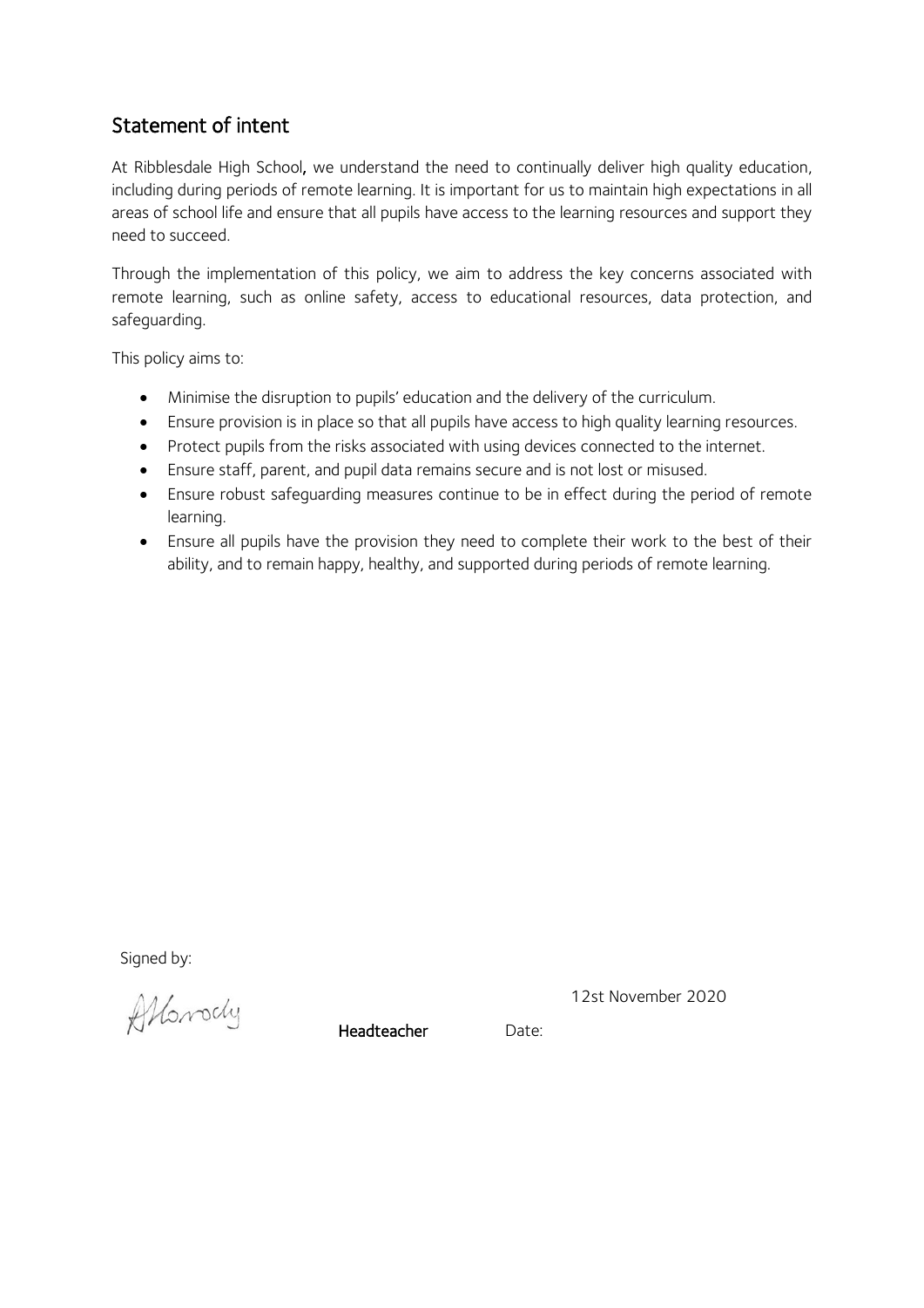## Statement of intent

At Ribblesdale High School, we understand the need to continually deliver high quality education, including during periods of remote learning. It is important for us to maintain high expectations in all areas of school life and ensure that all pupils have access to the learning resources and support they need to succeed.

Through the implementation of this policy, we aim to address the key concerns associated with remote learning, such as online safety, access to educational resources, data protection, and safeguarding.

This policy aims to:

- Minimise the disruption to pupils' education and the delivery of the curriculum.
- Ensure provision is in place so that all pupils have access to high quality learning resources.
- Protect pupils from the risks associated with using devices connected to the internet.
- Ensure staff, parent, and pupil data remains secure and is not lost or misused.
- Ensure robust safeguarding measures continue to be in effect during the period of remote learning.
- Ensure all pupils have the provision they need to complete their work to the best of their ability, and to remain happy, healthy, and supported during periods of remote learning.

Signed by:

AHorrocks

**Headteacher** Date: 12st November 2020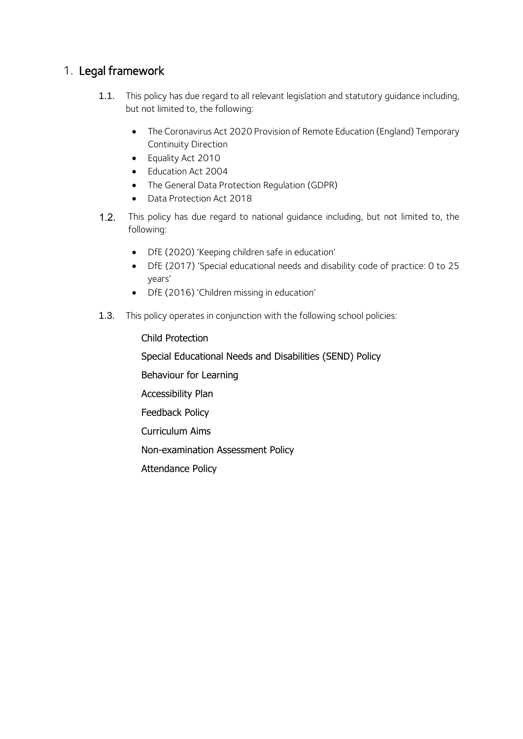## 1. Legal framework

1.1. This policy has due regard to all relevant legislation and statutory guidance including, but not limited to, the following:

- The Coronavirus Act 2020 Provision of Remote Education (England) Temporary Continuity Direction
- Equality Act 2010
- Education Act 2004
- The General Data Protection Regulation (GDPR)
- Data Protection Act 2018

1.2. This policy has due regard to national guidance including, but not limited to, the following:

- DfE (2020) 'Keeping children safe in education'
- DfE (2017) 'Special educational needs and disability code of practice: 0 to 25 years'
- DfE (2016) 'Children missing in education'

1.3. This policy operates in conjunction with the following school policies:

Child Protection

Special Educational Needs and Disabilities (SEND) Policy

Behaviour for Learning

Accessibility Plan

Feedback Policy

Curriculum Aims

Non-examination Assessment Policy

Attendance Policy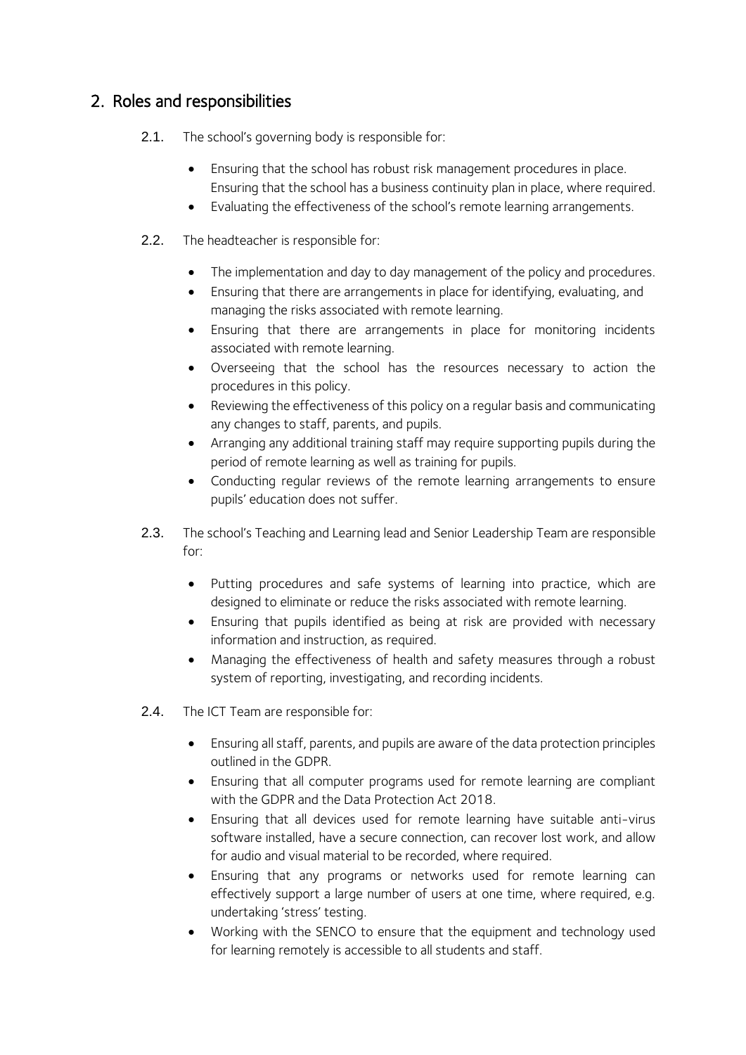## 2. Roles and responsibilities

2.1. The school's governing body is responsible for:

- Ensuring that the school has robust risk management procedures in place. Ensuring that the school has a business continuity plan in place, where required.
- Evaluating the effectiveness of the school's remote learning arrangements.

2.2. The headteacher is responsible for:

- The implementation and day to day management of the policy and procedures.
- Ensuring that there are arrangements in place for identifying, evaluating, and managing the risks associated with remote learning.
- Ensuring that there are arrangements in place for monitoring incidents associated with remote learning.
- Overseeing that the school has the resources necessary to action the procedures in this policy.
- Reviewing the effectiveness of this policy on a regular basis and communicating any changes to staff, parents, and pupils.
- Arranging any additional training staff may require supporting pupils during the period of remote learning as well as training for pupils.
- Conducting regular reviews of the remote learning arrangements to ensure pupils' education does not suffer.

2.3. The school's Teaching and Learning lead and Senior Leadership Team are responsible for:

- Putting procedures and safe systems of learning into practice, which are designed to eliminate or reduce the risks associated with remote learning.
- Ensuring that pupils identified as being at risk are provided with necessary information and instruction, as required.
- Managing the effectiveness of health and safety measures through a robust system of reporting, investigating, and recording incidents.

2.4. The ICT Team are responsible for:

- Ensuring all staff, parents, and pupils are aware of the data protection principles outlined in the GDPR.
- Ensuring that all computer programs used for remote learning are compliant with the GDPR and the Data Protection Act 2018.
- Ensuring that all devices used for remote learning have suitable anti-virus software installed, have a secure connection, can recover lost work, and allow for audio and visual material to be recorded, where required.
- Ensuring that any programs or networks used for remote learning can effectively support a large number of users at one time, where required, e.g. undertaking 'stress' testing.
- Working with the SENCO to ensure that the equipment and technology used for learning remotely is accessible to all students and staff.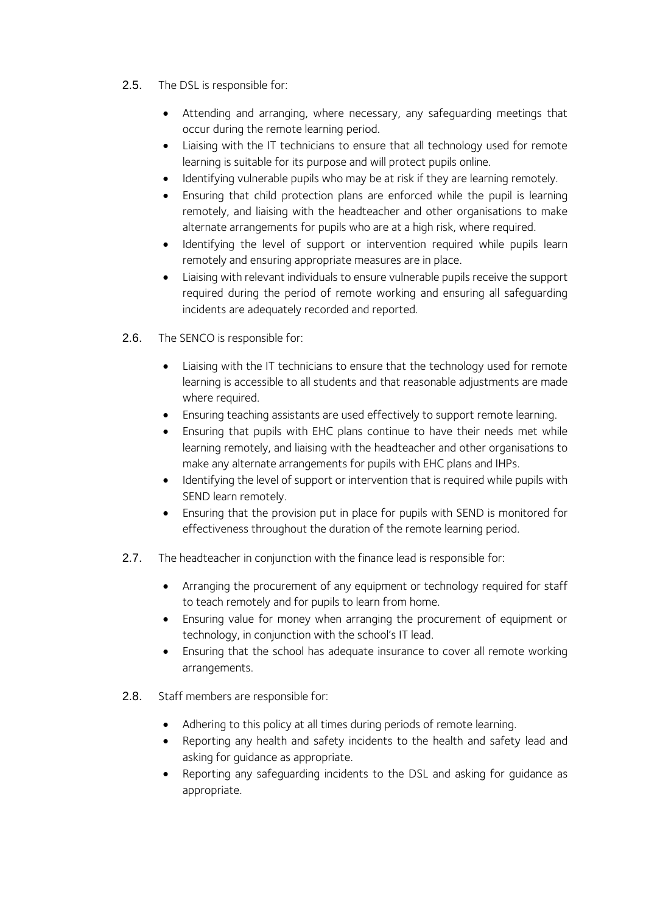2.5. The DSL is responsible for:

- Attending and arranging, where necessary, any safeguarding meetings that occur during the remote learning period.
- Liaising with the IT technicians to ensure that all technology used for remote learning is suitable for its purpose and will protect pupils online.
- Identifying vulnerable pupils who may be at risk if they are learning remotely.
- Ensuring that child protection plans are enforced while the pupil is learning remotely, and liaising with the headteacher and other organisations to make alternate arrangements for pupils who are at a high risk, where required.
- Identifying the level of support or intervention required while pupils learn remotely and ensuring appropriate measures are in place.
- Liaising with relevant individuals to ensure vulnerable pupils receive the support required during the period of remote working and ensuring all safeguarding incidents are adequately recorded and reported.

2.6. The SENCO is responsible for:

- Liaising with the IT technicians to ensure that the technology used for remote learning is accessible to all students and that reasonable adjustments are made where required.
- Ensuring teaching assistants are used effectively to support remote learning.
- Ensuring that pupils with EHC plans continue to have their needs met while learning remotely, and liaising with the headteacher and other organisations to make any alternate arrangements for pupils with EHC plans and IHPs.
- Identifying the level of support or intervention that is required while pupils with SEND learn remotely.
- Ensuring that the provision put in place for pupils with SEND is monitored for effectiveness throughout the duration of the remote learning period.

2.7. The headteacher in conjunction with the finance lead is responsible for:

- Arranging the procurement of any equipment or technology required for staff to teach remotely and for pupils to learn from home.
- Ensuring value for money when arranging the procurement of equipment or technology, in conjunction with the school's IT lead.
- Ensuring that the school has adequate insurance to cover all remote working arrangements.

2.8. Staff members are responsible for:

- Adhering to this policy at all times during periods of remote learning.
- Reporting any health and safety incidents to the health and safety lead and asking for guidance as appropriate.
- Reporting any safeguarding incidents to the DSL and asking for guidance as appropriate.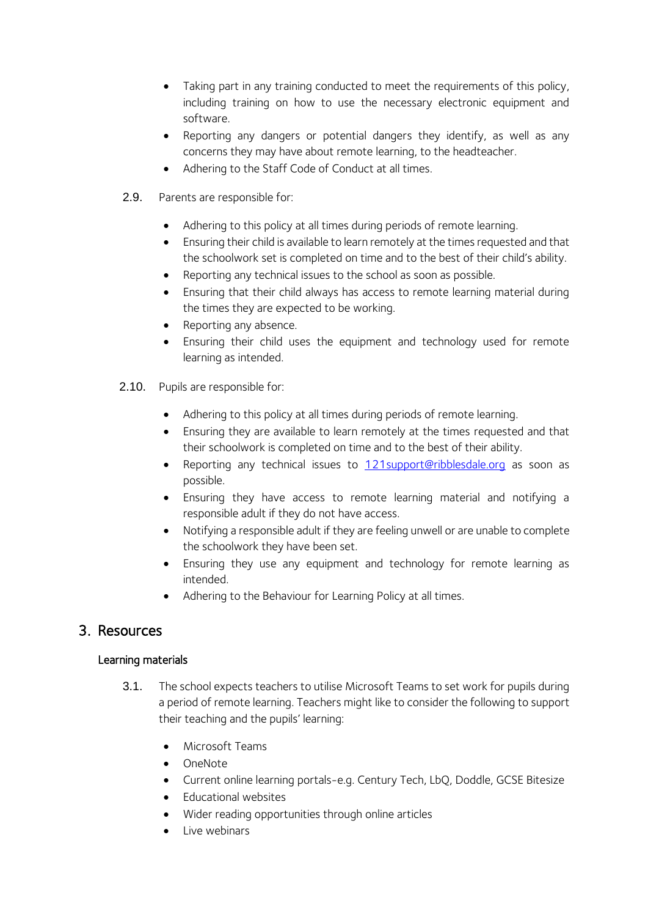- Taking part in any training conducted to meet the requirements of this policy, including training on how to use the necessary electronic equipment and software.
- Reporting any dangers or potential dangers they identify, as well as any concerns they may have about remote learning, to the headteacher.
- Adhering to the Staff Code of Conduct at all times.

2.9. Parents are responsible for:

- Adhering to this policy at all times during periods of remote learning.
- Ensuring their child is available to learn remotely at the times requested and that the schoolwork set is completed on time and to the best of their child's ability.
- Reporting any technical issues to the school as soon as possible.
- Ensuring that their child always has access to remote learning material during the times they are expected to be working.
- Reporting any absence.
- Ensuring their child uses the equipment and technology used for remote learning as intended.

2.10. Pupils are responsible for:

- Adhering to this policy at all times during periods of remote learning.
- Ensuring they are available to learn remotely at the times requested and that their schoolwork is completed on time and to the best of their ability.
- Reporting any technical issues to [121support@ribblesdale.org](mailto:121support@ribblesdale.org) as soon as possible.
- Ensuring they have access to remote learning material and notifying a responsible adult if they do not have access.
- Notifying a responsible adult if they are feeling unwell or are unable to complete the schoolwork they have been set.
- Ensuring they use any equipment and technology for remote learning as intended.
- Adhering to the Behaviour for Learning Policy at all times.

## 3. Resources

### Learning materials

3.1. The school expects teachers to utilise Microsoft Teams to set work for pupils during a period of remote learning. Teachers might like to consider the following to support their teaching and the pupils' learning:

- Microsoft Teams
- OneNote
- Current online learning portals-e.g. Century Tech, LbQ, Doddle, GCSE Bitesize
- Educational websites
- Wider reading opportunities through online articles
- Live webinars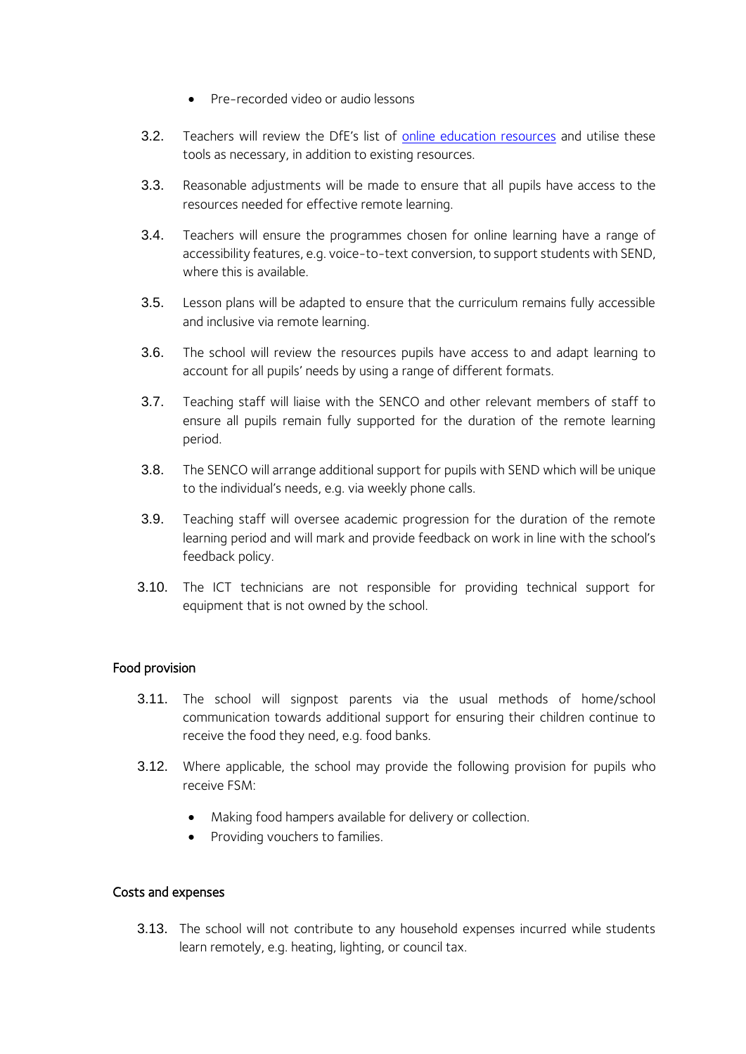- Pre-recorded video or audio lessons

3.2. Teachers will review the DfE's list of [online education resources](online education resources) and utilise these tools as necessary, in addition to existing resources.

3.3. Reasonable adjustments will be made to ensure that all pupils have access to the resources needed for effective remote learning.

3.4. Teachers will ensure the programmes chosen for online learning have a range of accessibility features, e.g. voice-to-text conversion, to support students with SEND, where this is available.

3.5. Lesson plans will be adapted to ensure that the curriculum remains fully accessible and inclusive via remote learning.

3.6. The school will review the resources pupils have access to and adapt learning to account for all pupils' needs by using a range of different formats.

3.7. Teaching staff will liaise with the SENCO and other relevant members of staff to ensure all pupils remain fully supported for the duration of the remote learning period.

3.8. The SENCO will arrange additional support for pupils with SEND which will be unique to the individual's needs, e.g. via weekly phone calls.

3.9. Teaching staff will oversee academic progression for the duration of the remote learning period and will mark and provide feedback on work in line with the school's feedback policy.

3.10. The ICT technicians are not responsible for providing technical support for equipment that is not owned by the school.

### Food provision

3.11. The school will signpost parents via the usual methods of home/school communication towards additional support for ensuring their children continue to receive the food they need, e.g. food banks.

3.12. Where applicable, the school may provide the following provision for pupils who receive FSM:

- Making food hampers available for delivery or collection.
- Providing vouchers to families.

### Costs and expenses

3.13. The school will not contribute to any household expenses incurred while students learn remotely, e.g. heating, lighting, or council tax.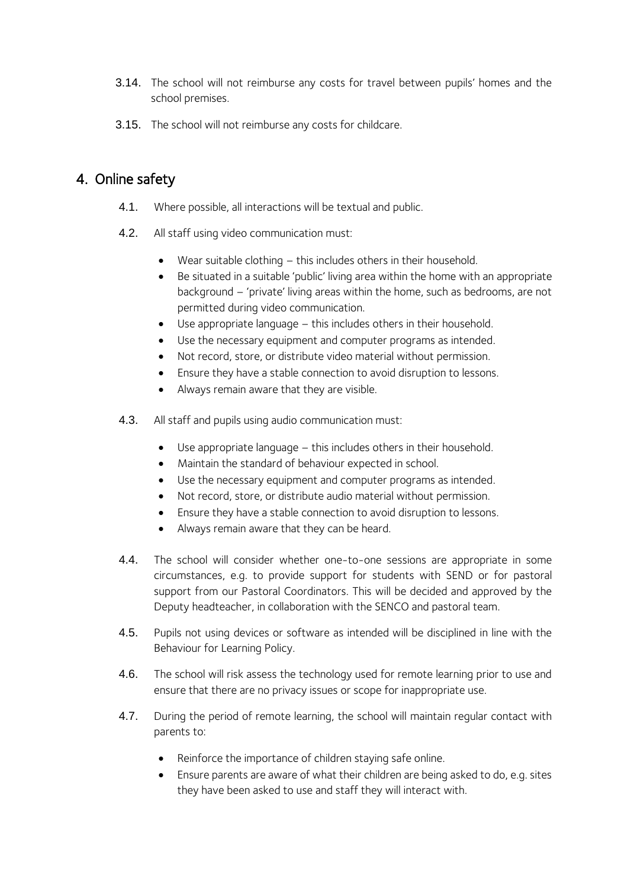3.14. The school will not reimburse any costs for travel between pupils' homes and the school premises.

3.15. The school will not reimburse any costs for childcare.

## 4. Online safety

4.1. Where possible, all interactions will be textual and public.

4.2. All staff using video communication must:

- Wear suitable clothing – this includes others in their household.
- Be situated in a suitable 'public' living area within the home with an appropriate background – 'private' living areas within the home, such as bedrooms, are not permitted during video communication.
- Use appropriate language – this includes others in their household.
- Use the necessary equipment and computer programs as intended.
- Not record, store, or distribute video material without permission.
- Ensure they have a stable connection to avoid disruption to lessons.
- Always remain aware that they are visible.

4.3. All staff and pupils using audio communication must:

- Use appropriate language – this includes others in their household.
- Maintain the standard of behaviour expected in school.
- Use the necessary equipment and computer programs as intended.
- Not record, store, or distribute audio material without permission.
- Ensure they have a stable connection to avoid disruption to lessons.
- Always remain aware that they can be heard.

4.4. The school will consider whether one-to-one sessions are appropriate in some circumstances, e.g. to provide support for students with SEND or for pastoral support from our Pastoral Coordinators. This will be decided and approved by the Deputy headteacher, in collaboration with the SENCO and pastoral team.

4.5. Pupils not using devices or software as intended will be disciplined in line with the Behaviour for Learning Policy.

4.6. The school will risk assess the technology used for remote learning prior to use and ensure that there are no privacy issues or scope for inappropriate use.

4.7. During the period of remote learning, the school will maintain regular contact with parents to:

- Reinforce the importance of children staying safe online.
- Ensure parents are aware of what their children are being asked to do, e.g. sites they have been asked to use and staff they will interact with.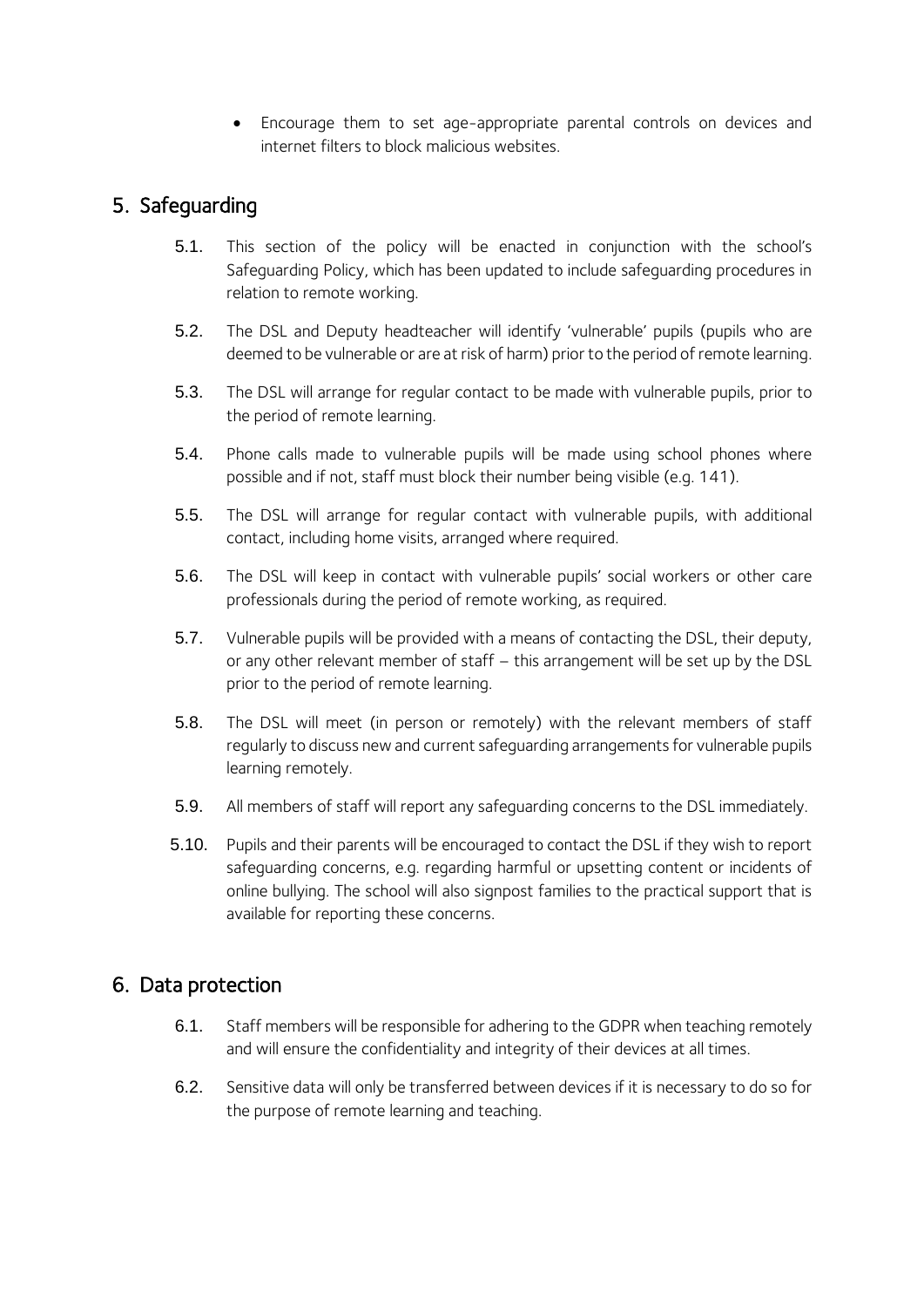- Encourage them to set age-appropriate parental controls on devices and internet filters to block malicious websites.

## 5. Safeguarding

5.1. This section of the policy will be enacted in conjunction with the school's Safeguarding Policy, which has been updated to include safeguarding procedures in relation to remote working.

5.2. The DSL and Deputy headteacher will identify 'vulnerable' pupils (pupils who are deemed to be vulnerable or are at risk of harm) prior to the period of remote learning.

5.3. The DSL will arrange for regular contact to be made with vulnerable pupils, prior to the period of remote learning.

5.4. Phone calls made to vulnerable pupils will be made using school phones where possible and if not, staff must block their number being visible (e.g. 141).

5.5. The DSL will arrange for regular contact with vulnerable pupils, with additional contact, including home visits, arranged where required.

5.6. The DSL will keep in contact with vulnerable pupils' social workers or other care professionals during the period of remote working, as required.

5.7. Vulnerable pupils will be provided with a means of contacting the DSL, their deputy, or any other relevant member of staff – this arrangement will be set up by the DSL prior to the period of remote learning.

5.8. The DSL will meet (in person or remotely) with the relevant members of staff regularly to discuss new and current safeguarding arrangements for vulnerable pupils learning remotely.

5.9. All members of staff will report any safeguarding concerns to the DSL immediately.

5.10. Pupils and their parents will be encouraged to contact the DSL if they wish to report safeguarding concerns, e.g. regarding harmful or upsetting content or incidents of online bullying. The school will also signpost families to the practical support that is available for reporting these concerns.

## 6. Data protection

6.1. Staff members will be responsible for adhering to the GDPR when teaching remotely and will ensure the confidentiality and integrity of their devices at all times.

6.2. Sensitive data will only be transferred between devices if it is necessary to do so for the purpose of remote learning and teaching.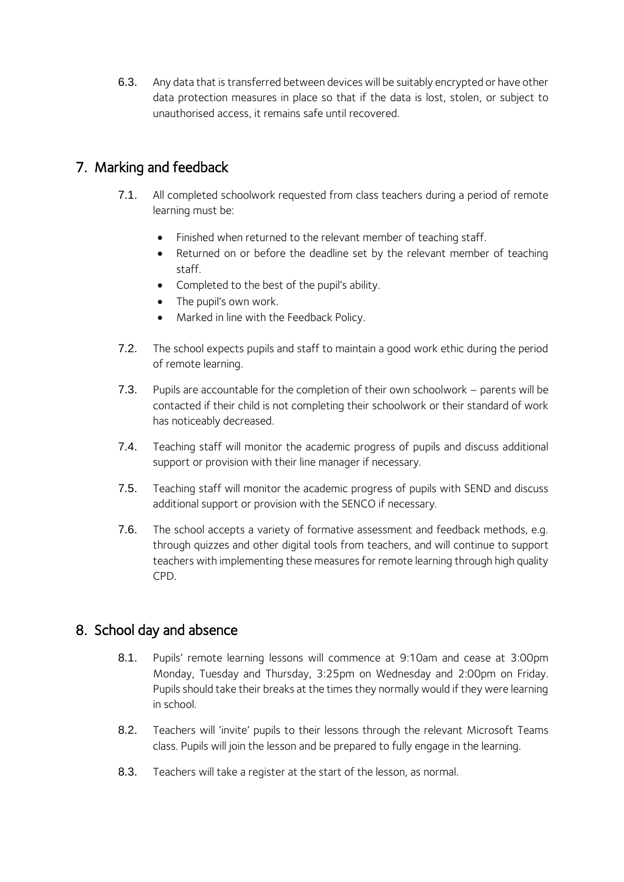6.3. Any data that is transferred between devices will be suitably encrypted or have other data protection measures in place so that if the data is lost, stolen, or subject to unauthorised access, it remains safe until recovered.

## 7. Marking and feedback

7.1. All completed schoolwork requested from class teachers during a period of remote learning must be:

- Finished when returned to the relevant member of teaching staff.
- Returned on or before the deadline set by the relevant member of teaching staff.
- Completed to the best of the pupil's ability.
- The pupil's own work.
- Marked in line with the Feedback Policy.

7.2. The school expects pupils and staff to maintain a good work ethic during the period of remote learning.

7.3. Pupils are accountable for the completion of their own schoolwork – parents will be contacted if their child is not completing their schoolwork or their standard of work has noticeably decreased.

7.4. Teaching staff will monitor the academic progress of pupils and discuss additional support or provision with their line manager if necessary.

7.5. Teaching staff will monitor the academic progress of pupils with SEND and discuss additional support or provision with the SENCO if necessary.

7.6. The school accepts a variety of formative assessment and feedback methods, e.g. through quizzes and other digital tools from teachers, and will continue to support teachers with implementing these measures for remote learning through high quality CPD.

## 8. School day and absence

8.1. Pupils' remote learning lessons will commence at 9:10am and cease at 3:00pm Monday, Tuesday and Thursday, 3:25pm on Wednesday and 2:00pm on Friday. Pupils should take their breaks at the times they normally would if they were learning in school.

8.2. Teachers will 'invite' pupils to their lessons through the relevant Microsoft Teams class. Pupils will join the lesson and be prepared to fully engage in the learning.

8.3. Teachers will take a register at the start of the lesson, as normal.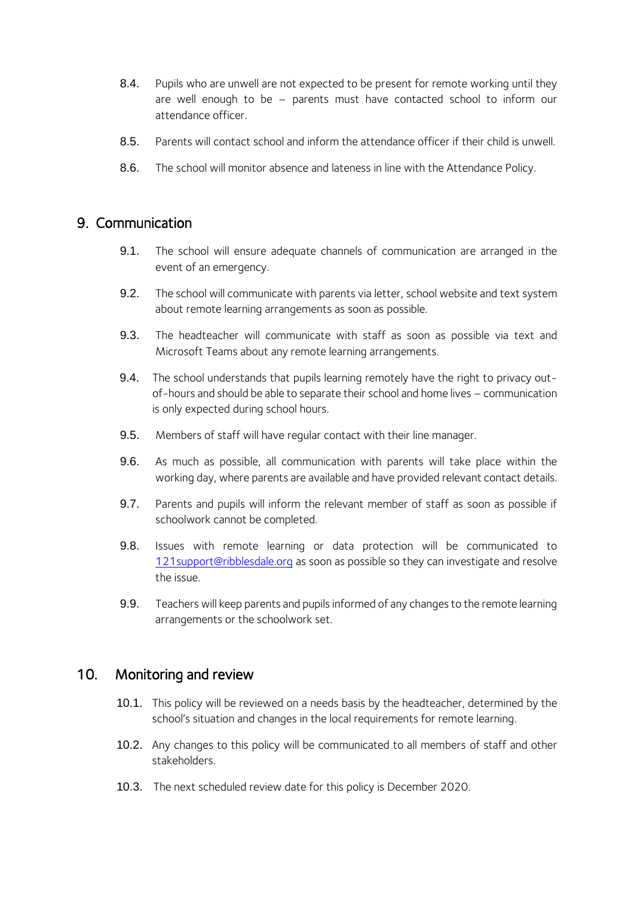8.4. Pupils who are unwell are not expected to be present for remote working until they are well enough to be – parents must have contacted school to inform our attendance officer.

8.5. Parents will contact school and inform the attendance officer if their child is unwell.

8.6. The school will monitor absence and lateness in line with the Attendance Policy.

## 9. Communication

9.1. The school will ensure adequate channels of communication are arranged in the event of an emergency.

9.2. The school will communicate with parents via letter, school website and text system about remote learning arrangements as soon as possible.

9.3. The headteacher will communicate with staff as soon as possible via text and Microsoft Teams about any remote learning arrangements.

9.4. The school understands that pupils learning remotely have the right to privacy out-of-hours and should be able to separate their school and home lives – communication is only expected during school hours.

9.5. Members of staff will have regular contact with their line manager.

9.6. As much as possible, all communication with parents will take place within the working day, where parents are available and have provided relevant contact details.

9.7. Parents and pupils will inform the relevant member of staff as soon as possible if schoolwork cannot be completed.

9.8. Issues with remote learning or data protection will be communicated to 121support@ribblesdale.org as soon as possible so they can investigate and resolve the issue.

9.9. Teachers will keep parents and pupils informed of any changes to the remote learning arrangements or the schoolwork set.

## 10. Monitoring and review

10.1. This policy will be reviewed on a needs basis by the headteacher, determined by the school's situation and changes in the local requirements for remote learning.

10.2. Any changes to this policy will be communicated to all members of staff and other stakeholders.

10.3. The next scheduled review date for this policy is December 2020.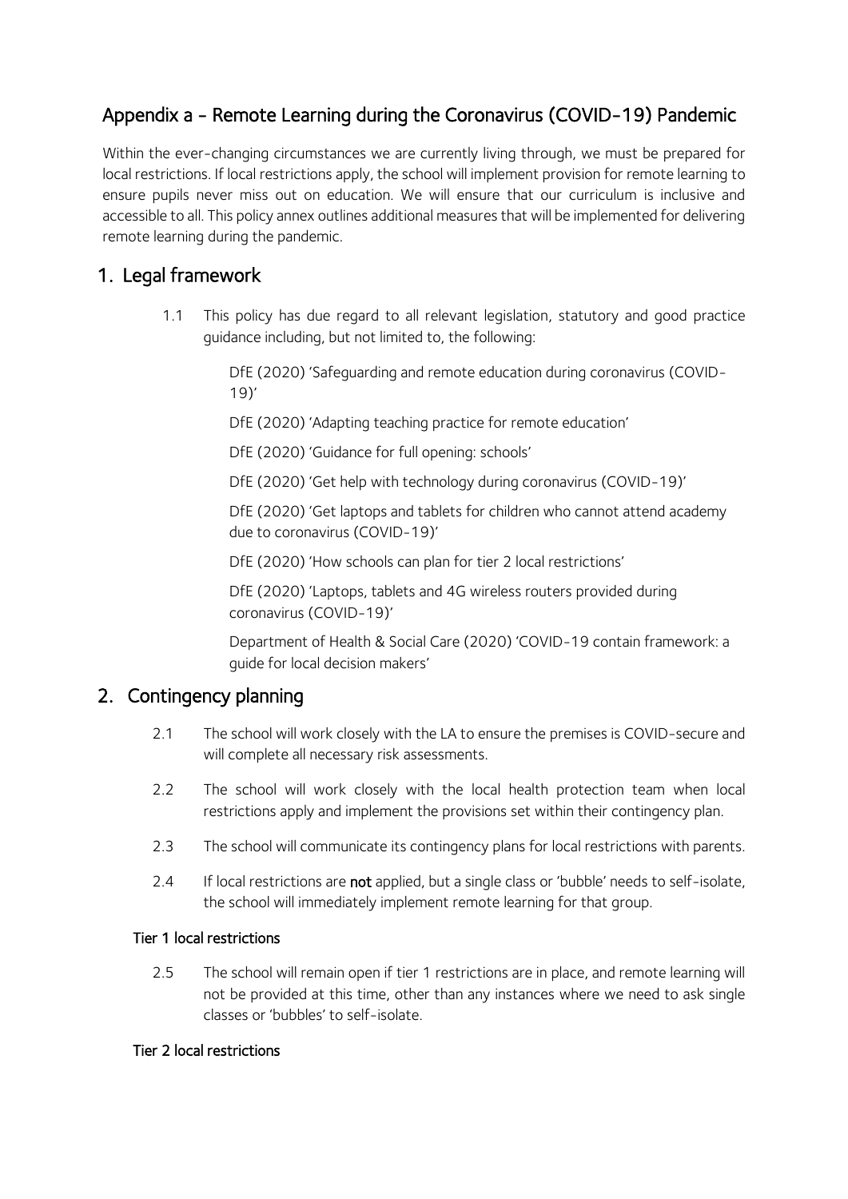# Appendix a - Remote Learning during the Coronavirus (COVID-19) Pandemic

Within the ever-changing circumstances we are currently living through, we must be prepared for local restrictions. If local restrictions apply, the school will implement provision for remote learning to ensure pupils never miss out on education. We will ensure that our curriculum is inclusive and accessible to all. This policy annex outlines additional measures that will be implemented for delivering remote learning during the pandemic.

## 1. Legal framework

1.1 This policy has due regard to all relevant legislation, statutory and good practice guidance including, but not limited to, the following:

DfE (2020) 'Safeguarding and remote education during coronavirus (COVID-19)'

DfE (2020) 'Adapting teaching practice for remote education'

DfE (2020) 'Guidance for full opening: schools'

DfE (2020) 'Get help with technology during coronavirus (COVID-19)'

DfE (2020) 'Get laptops and tablets for children who cannot attend academy due to coronavirus (COVID-19)'

DfE (2020) 'How schools can plan for tier 2 local restrictions'

DfE (2020) 'Laptops, tablets and 4G wireless routers provided during coronavirus (COVID-19)'

Department of Health & Social Care (2020) 'COVID-19 contain framework: a guide for local decision makers'

## 2. Contingency planning

2.1 The school will work closely with the LA to ensure the premises is COVID-secure and will complete all necessary risk assessments.

2.2 The school will work closely with the local health protection team when local restrictions apply and implement the provisions set within their contingency plan.

2.3 The school will communicate its contingency plans for local restrictions with parents.

2.4 If local restrictions are **not** applied, but a single class or 'bubble' needs to self-isolate, the school will immediately implement remote learning for that group.

### Tier 1 local restrictions

2.5 The school will remain open if tier 1 restrictions are in place, and remote learning will not be provided at this time, other than any instances where we need to ask single classes or 'bubbles' to self-isolate.

### Tier 2 local restrictions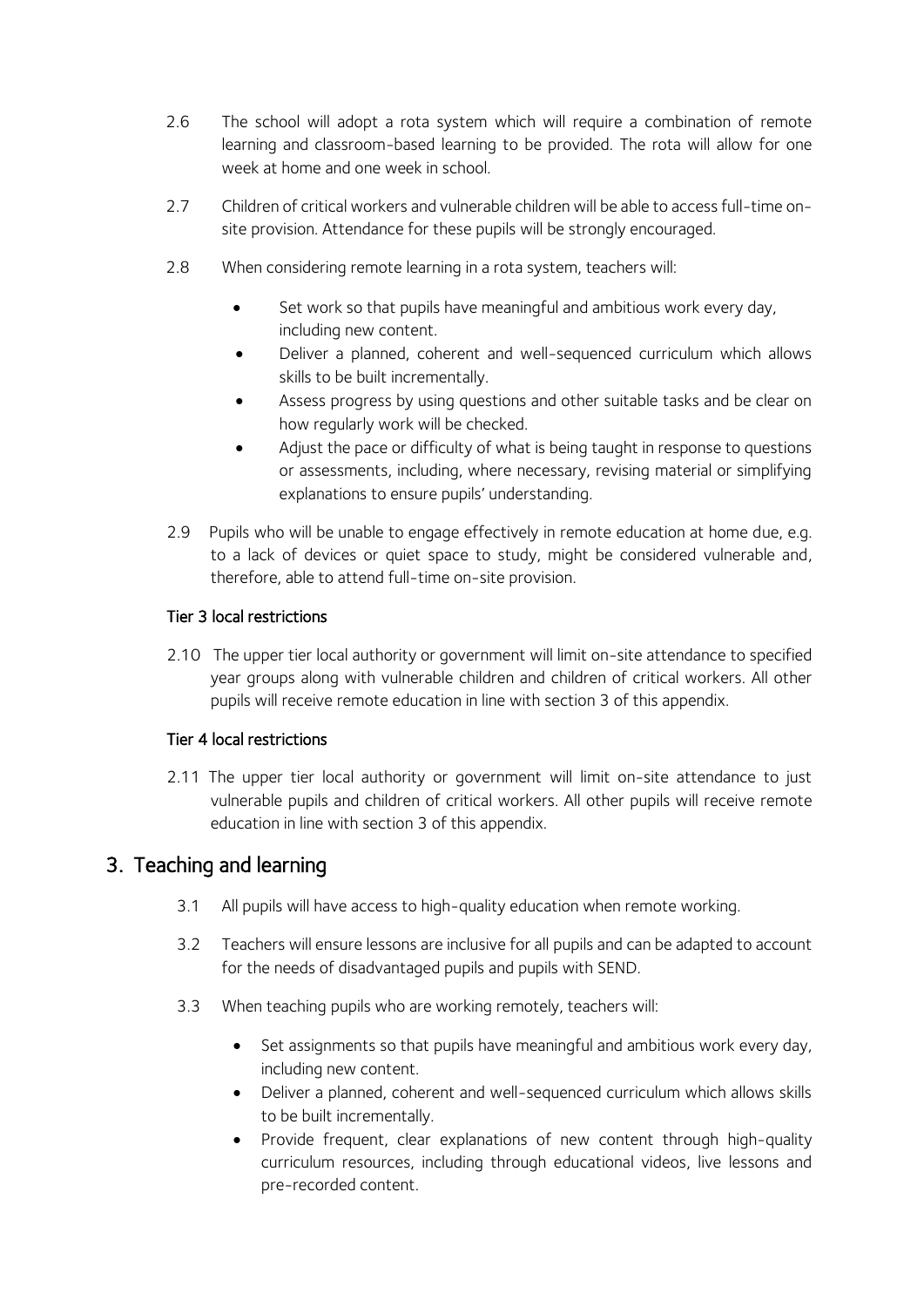2.6 The school will adopt a rota system which will require a combination of remote learning and classroom-based learning to be provided. The rota will allow for one week at home and one week in school.

2.7 Children of critical workers and vulnerable children will be able to access full-time on-site provision. Attendance for these pupils will be strongly encouraged.

2.8 When considering remote learning in a rota system, teachers will:

- Set work so that pupils have meaningful and ambitious work every day, including new content.
- Deliver a planned, coherent and well-sequenced curriculum which allows skills to be built incrementally.
- Assess progress by using questions and other suitable tasks and be clear on how regularly work will be checked.
- Adjust the pace or difficulty of what is being taught in response to questions or assessments, including, where necessary, revising material or simplifying explanations to ensure pupils' understanding.

2.9 Pupils who will be unable to engage effectively in remote education at home due, e.g. to a lack of devices or quiet space to study, might be considered vulnerable and, therefore, able to attend full-time on-site provision.

**Tier 3 local restrictions**

2.10 The upper tier local authority or government will limit on-site attendance to specified year groups along with vulnerable children and children of critical workers. All other pupils will receive remote education in line with section 3 of this appendix.

**Tier 4 local restrictions**

2.11 The upper tier local authority or government will limit on-site attendance to just vulnerable pupils and children of critical workers. All other pupils will receive remote education in line with section 3 of this appendix.

## 3. Teaching and learning

3.1 All pupils will have access to high-quality education when remote working.

3.2 Teachers will ensure lessons are inclusive for all pupils and can be adapted to account for the needs of disadvantaged pupils and pupils with SEND.

3.3 When teaching pupils who are working remotely, teachers will:

- Set assignments so that pupils have meaningful and ambitious work every day, including new content.
- Deliver a planned, coherent and well-sequenced curriculum which allows skills to be built incrementally.
- Provide frequent, clear explanations of new content through high-quality curriculum resources, including through educational videos, live lessons and pre-recorded content.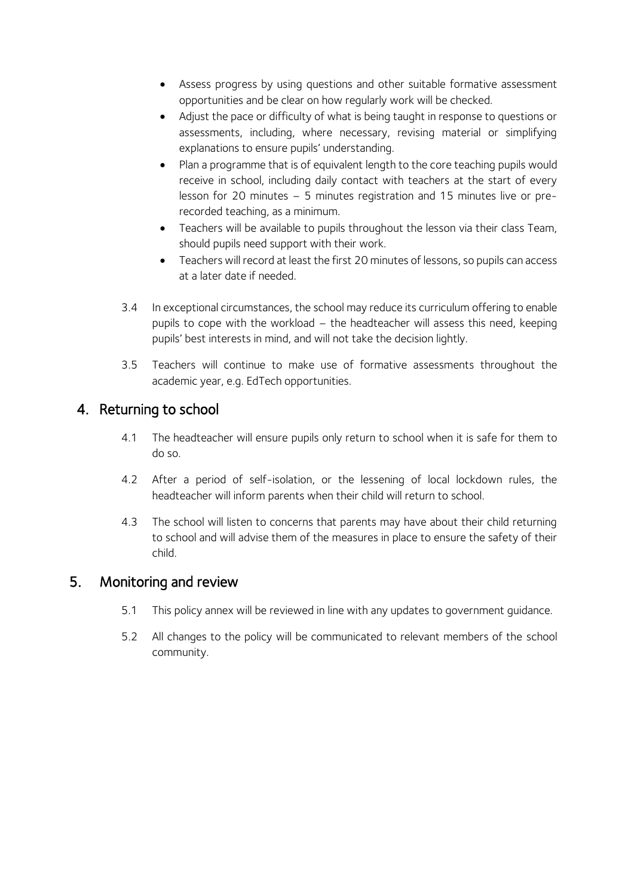- Assess progress by using questions and other suitable formative assessment opportunities and be clear on how regularly work will be checked.
- Adjust the pace or difficulty of what is being taught in response to questions or assessments, including, where necessary, revising material or simplifying explanations to ensure pupils' understanding.
- Plan a programme that is of equivalent length to the core teaching pupils would receive in school, including daily contact with teachers at the start of every lesson for 20 minutes – 5 minutes registration and 15 minutes live or pre-recorded teaching, as a minimum.
- Teachers will be available to pupils throughout the lesson via their class Team, should pupils need support with their work.
- Teachers will record at least the first 20 minutes of lessons, so pupils can access at a later date if needed.

3.4 In exceptional circumstances, the school may reduce its curriculum offering to enable pupils to cope with the workload – the headteacher will assess this need, keeping pupils' best interests in mind, and will not take the decision lightly.

3.5 Teachers will continue to make use of formative assessments throughout the academic year, e.g. EdTech opportunities.

## 4. Returning to school

4.1 The headteacher will ensure pupils only return to school when it is safe for them to do so.

4.2 After a period of self-isolation, or the lessening of local lockdown rules, the headteacher will inform parents when their child will return to school.

4.3 The school will listen to concerns that parents may have about their child returning to school and will advise them of the measures in place to ensure the safety of their child.

## 5. Monitoring and review

5.1 This policy annex will be reviewed in line with any updates to government guidance.

5.2 All changes to the policy will be communicated to relevant members of the school community.